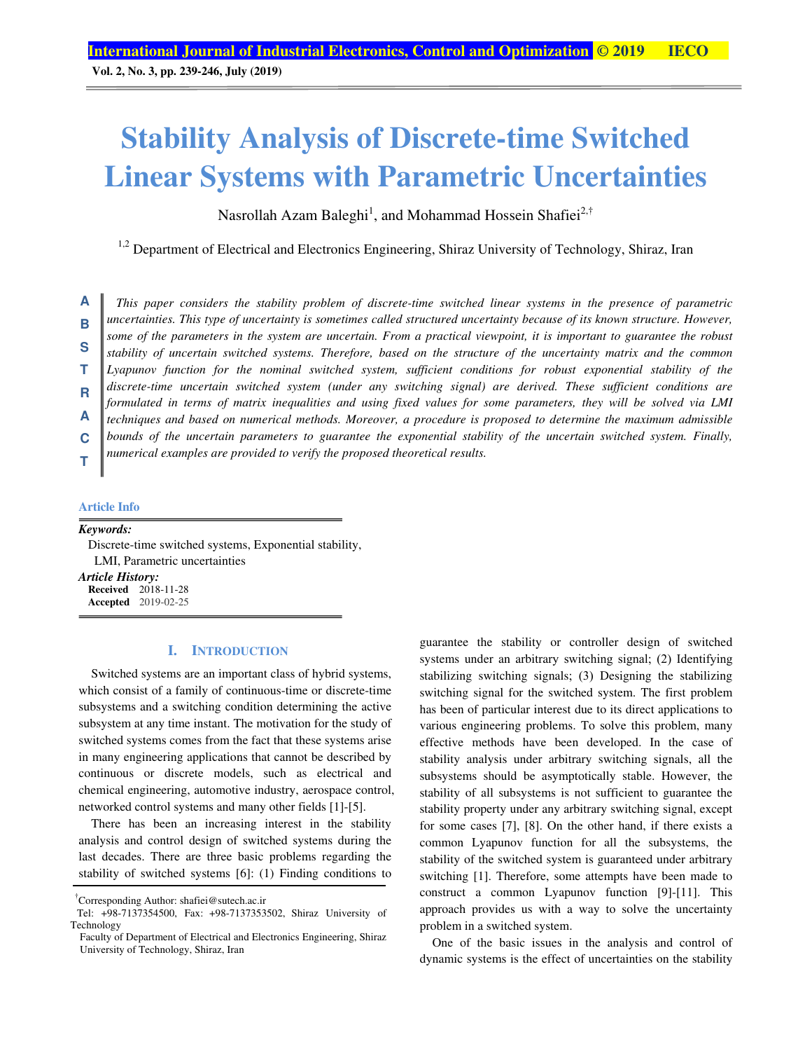# Stability Analysis of Discrete-time Switched Linear Systems with Parametric Uncertainties

Nasrollah Azam Baleghi[1], and Mohammad Hossein Shafiei[2,†]

[1,2] Department of Electrical and Electronics Engineering, Shiraz University of Technology, Shiraz, Iran

**ABSTRACT**

*This paper considers the stability problem of discrete-time switched linear systems in the presence of parametric uncertainties. This type of uncertainty is sometimes called structured uncertainty because of its known structure. However, some of the parameters in the system are uncertain. From a practical viewpoint, it is important to guarantee the robust stability of uncertain switched systems. Therefore, based on the structure of the uncertainty matrix and the common Lyapunov function for the nominal switched system, sufficient conditions for robust exponential stability of the discrete-time uncertain switched system (under any switching signal) are derived. These sufficient conditions are formulated in terms of matrix inequalities and using fixed values for some parameters, they will be solved via LMI techniques and based on numerical methods. Moreover, a procedure is proposed to determine the maximum admissible bounds of the uncertain parameters to guarantee the exponential stability of the uncertain switched system. Finally, numerical examples are provided to verify the proposed theoretical results.*

**Article Info**

***Keywords:***
Discrete-time switched systems, Exponential stability, LMI, Parametric uncertainties

***Article History:***
**Received** 2018-11-28
**Accepted** 2019-02-25

## I. INTRODUCTION

Switched systems are an important class of hybrid systems, which consist of a family of continuous-time or discrete-time subsystems and a switching condition determining the active subsystem at any time instant. The motivation for the study of switched systems comes from the fact that these systems arise in many engineering applications that cannot be described by continuous or discrete models, such as electrical and chemical engineering, automotive industry, aerospace control, networked control systems and many other fields [1]-[5].

There has been an increasing interest in the stability analysis and control design of switched systems during the last decades. There are three basic problems regarding the stability of switched systems [6]: (1) Finding conditions to guarantee the stability or controller design of switched systems under an arbitrary switching signal; (2) Identifying stabilizing switching signals; (3) Designing the stabilizing switching signal for the switched system. The first problem has been of particular interest due to its direct applications to various engineering problems. To solve this problem, many effective methods have been developed. In the case of stability analysis under arbitrary switching signals, all the subsystems should be asymptotically stable. However, the stability of all subsystems is not sufficient to guarantee the stability property under any arbitrary switching signal, except for some cases [7], [8]. On the other hand, if there exists a common Lyapunov function for all the subsystems, the stability of the switched system is guaranteed under arbitrary switching [1]. Therefore, some attempts have been made to construct a common Lyapunov function [9]-[11]. This approach provides us with a way to solve the uncertainty problem in a switched system.

One of the basic issues in the analysis and control of dynamic systems is the effect of uncertainties on the stability

---

[†]Corresponding Author: shafiei@sutech.ac.ir
Tel: +98-7137354500, Fax: +98-7137353502, Shiraz University of Technology
Faculty of Department of Electrical and Electronics Engineering, Shiraz University of Technology, Shiraz, Iran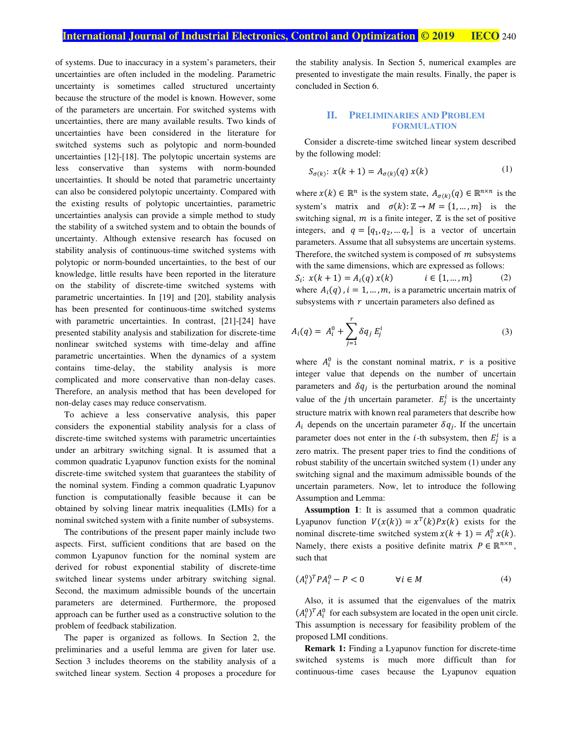of systems. Due to inaccuracy in a system's parameters, their uncertainties are often included in the modeling. Parametric uncertainty is sometimes called structured uncertainty because the structure of the model is known. However, some of the parameters are uncertain. For switched systems with uncertainties, there are many available results. Two kinds of uncertainties have been considered in the literature for switched systems such as polytopic and norm-bounded uncertainties [12]-[18]. The polytopic uncertain systems are less conservative than systems with norm-bounded uncertainties. It should be noted that parametric uncertainty can also be considered polytopic uncertainty. Compared with the existing results of polytopic uncertainties, parametric uncertainties analysis can provide a simple method to study the stability of a switched system and to obtain the bounds of uncertainty. Although extensive research has focused on stability analysis of continuous-time switched systems with polytopic or norm-bounded uncertainties, to the best of our knowledge, little results have been reported in the literature on the stability of discrete-time switched systems with parametric uncertainties. In [19] and [20], stability analysis has been presented for continuous-time switched systems with parametric uncertainties. In contrast, [21]-[24] have presented stability analysis and stabilization for discrete-time nonlinear switched systems with time-delay and affine parametric uncertainties. When the dynamics of a system contains time-delay, the stability analysis is more complicated and more conservative than non-delay cases. Therefore, an analysis method that has been developed for non-delay cases may reduce conservatism.

To achieve a less conservative analysis, this paper considers the exponential stability analysis for a class of discrete-time switched systems with parametric uncertainties under an arbitrary switching signal. It is assumed that a common quadratic Lyapunov function exists for the nominal discrete-time switched system that guarantees the stability of the nominal system. Finding a common quadratic Lyapunov function is computationally feasible because it can be obtained by solving linear matrix inequalities (LMIs) for a nominal switched system with a finite number of subsystems.

The contributions of the present paper mainly include two aspects. First, sufficient conditions that are based on the common Lyapunov function for the nominal system are derived for robust exponential stability of discrete-time switched linear systems under arbitrary switching signal. Second, the maximum admissible bounds of the uncertain parameters are determined. Furthermore, the proposed approach can be further used as a constructive solution to the problem of feedback stabilization.

The paper is organized as follows. In Section 2, the preliminaries and a useful lemma are given for later use. Section 3 includes theorems on the stability analysis of a switched linear system. Section 4 proposes a procedure for the stability analysis. In Section 5, numerical examples are presented to investigate the main results. Finally, the paper is concluded in Section 6.

## II. Preliminaries and Problem Formulation

Consider a discrete-time switched linear system described by the following model:

$$S_{\sigma(k)}:\ x(k+1) = A_{\sigma(k)}(q)\, x(k) \qquad (1)$$

where $x(k) \in \mathbb{R}^n$ is the system state, $A_{\sigma(k)}(q) \in \mathbb{R}^{n\times n}$ is the system's matrix and $\sigma(k): \mathbb{Z} \to M = \{1, \dots, m\}$ is the switching signal, $m$ is a finite integer, $\mathbb{Z}$ is the set of positive integers, and $q = [q_1, q_2, \dots q_r]$ is a vector of uncertain parameters. Assume that all subsystems are uncertain systems. Therefore, the switched system is composed of $m$ subsystems with the same dimensions, which are expressed as follows:

$$S_i:\ x(k+1) = A_i(q)\, x(k) \qquad i \in \{1, \dots, m\} \qquad (2)$$

where $A_i(q), i = 1, \dots, m,$ is a parametric uncertain matrix of subsystems with $r$ uncertain parameters also defined as

$$A_i(q) = A_i^0 + \sum_{j=1}^{r} \delta q_j\, E_j^i \qquad (3)$$

where $A_i^0$ is the constant nominal matrix, $r$ is a positive integer value that depends on the number of uncertain parameters and $\delta q_j$ is the perturbation around the nominal value of the $j$th uncertain parameter. $E_j^i$ is the uncertainty structure matrix with known real parameters that describe how $A_i$ depends on the uncertain parameter $\delta q_j$. If the uncertain parameter does not enter in the $i$-th subsystem, then $E_j^i$ is a zero matrix. The present paper tries to find the conditions of robust stability of the uncertain switched system (1) under any switching signal and the maximum admissible bounds of the uncertain parameters. Now, let to introduce the following Assumption and Lemma:

**Assumption 1**: It is assumed that a common quadratic Lyapunov function $V(x(k)) = x^T(k)Px(k)$ exists for the nominal discrete-time switched system $x(k+1) = A_i^0\, x(k)$. Namely, there exists a positive definite matrix $P \in \mathbb{R}^{n\times n}$, such that

$$(A_i^0)^T P A_i^0 - P < 0 \qquad \forall i \in M \qquad (4)$$

Also, it is assumed that the eigenvalues of the matrix $(A_i^0)^T A_i^0$ for each subsystem are located in the open unit circle. This assumption is necessary for feasibility problem of the proposed LMI conditions.

**Remark 1:** Finding a Lyapunov function for discrete-time switched systems is much more difficult than for continuous-time cases because the Lyapunov equation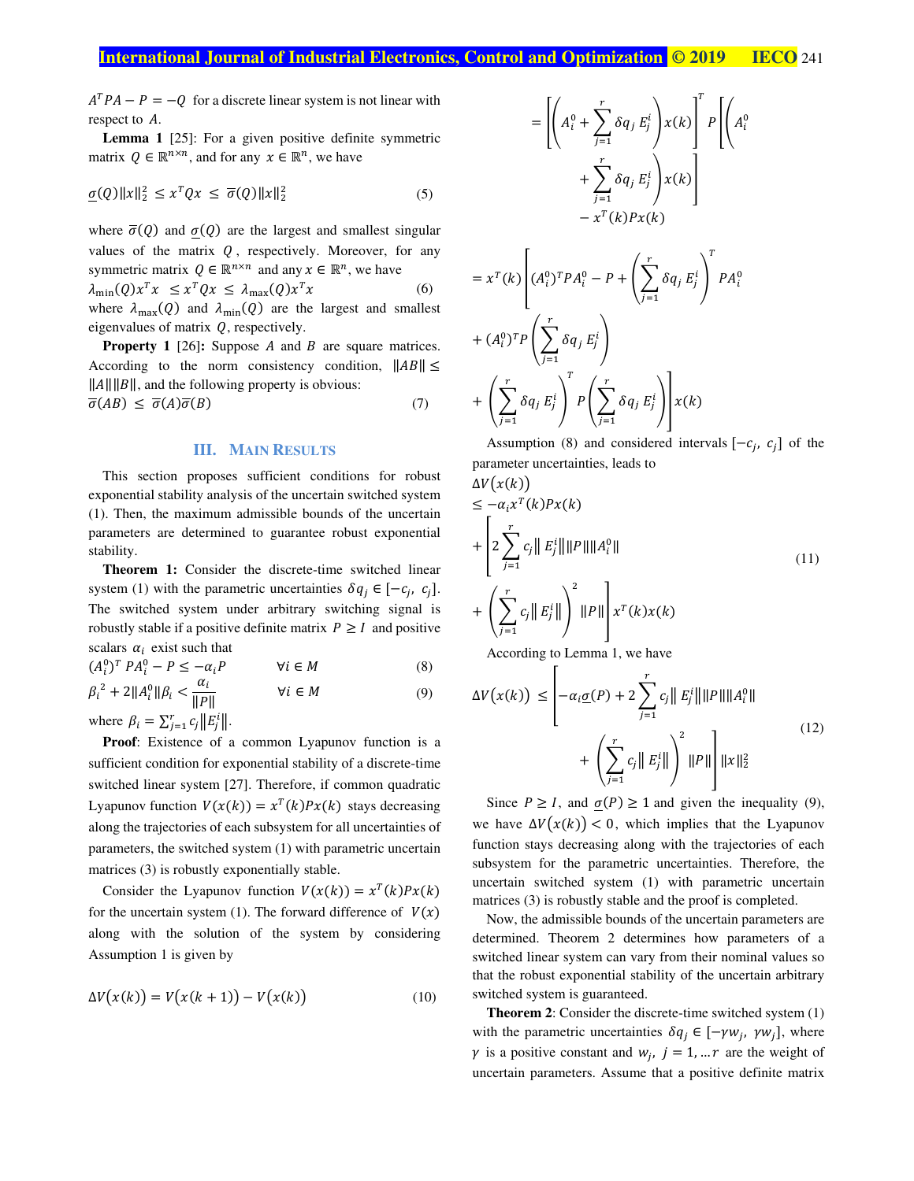$A^T PA - P = -Q$ for a discrete linear system is not linear with respect to $A$.

**Lemma 1** [25]: For a given positive definite symmetric matrix $Q \in \mathbb{R}^{n\times n}$, and for any $x \in \mathbb{R}^n$, we have

$$\underline{\sigma}(Q)\|x\|_2^2 \le x^T Q x \le \overline{\sigma}(Q)\|x\|_2^2 \tag{5}$$

where $\overline{\sigma}(Q)$ and $\underline{\sigma}(Q)$ are the largest and smallest singular values of the matrix $Q$, respectively. Moreover, for any symmetric matrix $Q \in \mathbb{R}^{n\times n}$ and any $x \in \mathbb{R}^n$, we have

$$\lambda_{\min}(Q) x^T x \le x^T Q x \le \lambda_{\max}(Q) x^T x \tag{6}$$

where $\lambda_{\max}(Q)$ and $\lambda_{\min}(Q)$ are the largest and smallest eigenvalues of matrix $Q$, respectively.

**Property 1** [26]**:** Suppose $A$ and $B$ are square matrices. According to the norm consistency condition, $\|AB\| \le \|A\|\|B\|$, and the following property is obvious:

$$\overline{\sigma}(AB) \le \overline{\sigma}(A)\overline{\sigma}(B) \tag{7}$$

## III. Main Results

This section proposes sufficient conditions for robust exponential stability analysis of the uncertain switched system (1). Then, the maximum admissible bounds of the uncertain parameters are determined to guarantee robust exponential stability.

**Theorem 1:** Consider the discrete-time switched linear system (1) with the parametric uncertainties $\delta q_j \in [-c_j,\ c_j]$. The switched system under arbitrary switching signal is robustly stable if a positive definite matrix $P \ge I$ and positive scalars $\alpha_i$ exist such that

$$(A_i^0)^T PA_i^0 - P \le -\alpha_i P \qquad \forall i \in M \tag{8}$$

$${\beta_i}^2 + 2\|A_i^0\|\beta_i < \frac{\alpha_i}{\|P\|} \qquad \forall i \in M \tag{9}$$

where $\beta_i = \sum_{j=1}^{r} c_j \|E_j^i\|$.

**Proof**: Existence of a common Lyapunov function is a sufficient condition for exponential stability of a discrete-time switched linear system [27]. Therefore, if common quadratic Lyapunov function $V(x(k)) = x^T(k)Px(k)$ stays decreasing along the trajectories of each subsystem for all uncertainties of parameters, the switched system (1) with parametric uncertain matrices (3) is robustly exponentially stable.

Consider the Lyapunov function $V(x(k)) = x^T(k)Px(k)$ for the uncertain system (1). The forward difference of $V(x)$ along with the solution of the system by considering Assumption 1 is given by

$$\Delta V(x(k)) = V(x(k+1)) - V(x(k)) \tag{10}$$

$$= \left[\left(A_i^0 + \sum_{j=1}^{r}\delta q_j\, E_j^i\right)x(k)\right]^T P \left[\left(A_i^0 + \sum_{j=1}^{r}\delta q_j\, E_j^i\right)x(k)\right] - x^T(k)Px(k)$$

$$= x^T(k)\left[(A_i^0)^T PA_i^0 - P + \left(\sum_{j=1}^{r}\delta q_j\, E_j^i\right)^T PA_i^0 + (A_i^0)^T P\left(\sum_{j=1}^{r}\delta q_j\, E_j^i\right) + \left(\sum_{j=1}^{r}\delta q_j\, E_j^i\right)^T P\left(\sum_{j=1}^{r}\delta q_j\, E_j^i\right)\right]x(k)$$

Assumption (8) and considered intervals $[-c_j,\ c_j]$ of the parameter uncertainties, leads to

$$\Delta V(x(k)) \le -\alpha_i x^T(k)Px(k) + \left[2\sum_{j=1}^{r} c_j\|E_j^i\|\|P\|\|A_i^0\| + \left(\sum_{j=1}^{r} c_j\|E_j^i\|\right)^2\|P\|\right]x^T(k)x(k) \tag{11}$$

According to Lemma 1, we have

$$\Delta V(x(k)) \le \left[-\alpha_i\underline{\sigma}(P) + 2\sum_{j=1}^{r} c_j\|E_j^i\|\|P\|\|A_i^0\| + \left(\sum_{j=1}^{r} c_j\|E_j^i\|\right)^2\|P\|\right]\|x\|_2^2 \tag{12}$$

Since $P \ge I$, and $\underline{\sigma}(P) \ge 1$ and given the inequality (9), we have $\Delta V(x(k)) < 0$, which implies that the Lyapunov function stays decreasing along with the trajectories of each subsystem for the parametric uncertainties. Therefore, the uncertain switched system (1) with parametric uncertain matrices (3) is robustly stable and the proof is completed.

Now, the admissible bounds of the uncertain parameters are determined. Theorem 2 determines how parameters of a switched linear system can vary from their nominal values so that the robust exponential stability of the uncertain arbitrary switched system is guaranteed.

**Theorem 2**: Consider the discrete-time switched system (1) with the parametric uncertainties $\delta q_j \in [-\gamma w_j,\ \gamma w_j]$, where $\gamma$ is a positive constant and $w_j,\ j = 1, \dots r$ are the weight of uncertain parameters. Assume that a positive definite matrix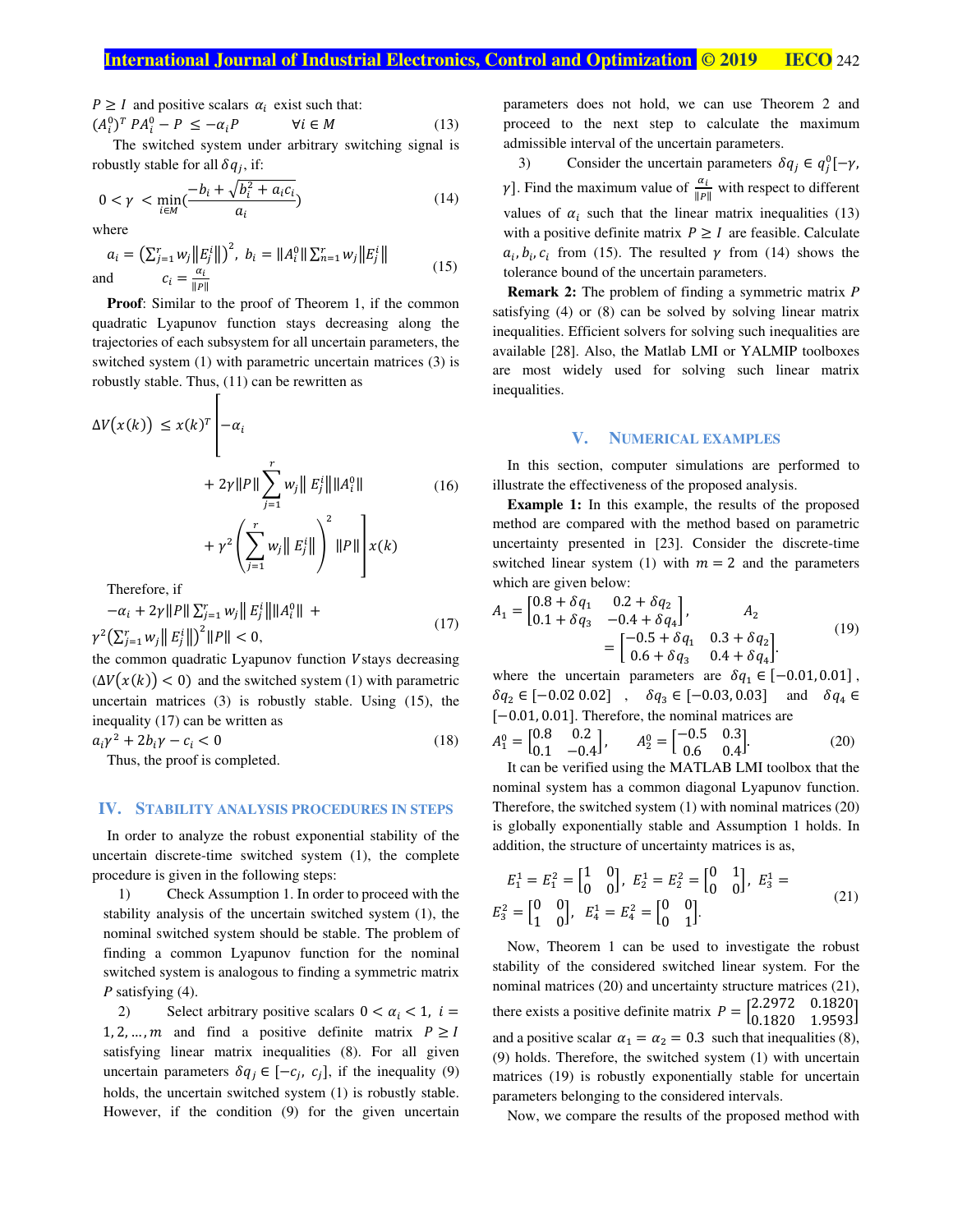$P \geq I$ and positive scalars $\alpha_i$ exist such that:

$$(A_i^0)^T P A_i^0 - P \leq -\alpha_i P \qquad \forall i \in M \tag{13}$$

The switched system under arbitrary switching signal is robustly stable for all $\delta q_j$, if:

$$0 < \gamma < \min_{i \in M}\left(\frac{-b_i + \sqrt{b_i^2 + a_i c_i}}{a_i}\right) \tag{14}$$

where

$$a_i = \left(\sum_{j=1}^{r} w_j \left\|E_j^i\right\|\right)^2,\ b_i = \|A_i^0\| \sum_{n=1}^{r} w_j \left\|E_j^i\right\|$$
and
$$c_i = \frac{\alpha_i}{\|P\|} \tag{15}$$

**Proof**: Similar to the proof of Theorem 1, if the common quadratic Lyapunov function stays decreasing along the trajectories of each subsystem for all uncertain parameters, the switched system (1) with parametric uncertain matrices (3) is robustly stable. Thus, (11) can be rewritten as

$$\Delta V(x(k)) \leq x(k)^T \left[ -\alpha_i + 2\gamma \|P\| \sum_{j=1}^{r} w_j \left\| E_j^i \right\| \|A_i^0\| + \gamma^2 \left( \sum_{j=1}^{r} w_j \left\| E_j^i \right\| \right)^2 \|P\| \right] x(k) \tag{16}$$

Therefore, if

$$-\alpha_i + 2\gamma \|P\| \sum_{j=1}^{r} w_j \left\| E_j^i \right\| \|A_i^0\| + \gamma^2 \left(\sum_{j=1}^{r} w_j \left\| E_j^i \right\|\right)^2 \|P\| < 0, \tag{17}$$

the common quadratic Lyapunov function $V$ stays decreasing ($\Delta V(x(k)) < 0$) and the switched system (1) with parametric uncertain matrices (3) is robustly stable. Using (15), the inequality (17) can be written as

$$a_i \gamma^2 + 2 b_i \gamma - c_i < 0 \tag{18}$$

Thus, the proof is completed.

## IV. Stability Analysis Procedures in Steps

In order to analyze the robust exponential stability of the uncertain discrete-time switched system (1), the complete procedure is given in the following steps:

1) Check Assumption 1. In order to proceed with the stability analysis of the uncertain switched system (1), the nominal switched system should be stable. The problem of finding a common Lyapunov function for the nominal switched system is analogous to finding a symmetric matrix $P$ satisfying (4).

2) Select arbitrary positive scalars $0 < \alpha_i < 1,\ i = 1, 2, \ldots, m$ and find a positive definite matrix $P \geq I$ satisfying linear matrix inequalities (8). For all given uncertain parameters $\delta q_j \in [-c_j,\ c_j]$, if the inequality (9) holds, the uncertain switched system (1) is robustly stable. However, if the condition (9) for the given uncertain parameters does not hold, we can use Theorem 2 and proceed to the next step to calculate the maximum admissible interval of the uncertain parameters.

3) Consider the uncertain parameters $\delta q_j \in q_j^0[-\gamma, \gamma]$. Find the maximum value of $\frac{\alpha_i}{\|P\|}$ with respect to different values of $\alpha_i$ such that the linear matrix inequalities (13) with a positive definite matrix $P \geq I$ are feasible. Calculate $a_i, b_i, c_i$ from (15). The resulted $\gamma$ from (14) shows the tolerance bound of the uncertain parameters.

**Remark 2:** The problem of finding a symmetric matrix $P$ satisfying (4) or (8) can be solved by solving linear matrix inequalities. Efficient solvers for solving such inequalities are available [28]. Also, the Matlab LMI or YALMIP toolboxes are most widely used for solving such linear matrix inequalities.

## V. Numerical Examples

In this section, computer simulations are performed to illustrate the effectiveness of the proposed analysis.

**Example 1:** In this example, the results of the proposed method are compared with the method based on parametric uncertainty presented in [23]. Consider the discrete-time switched linear system (1) with $m = 2$ and the parameters which are given below:

$$A_1 = \begin{bmatrix} 0.8 + \delta q_1 & 0.2 + \delta q_2 \\ 0.1 + \delta q_3 & -0.4 + \delta q_4 \end{bmatrix}, \qquad A_2 = \begin{bmatrix} -0.5 + \delta q_1 & 0.3 + \delta q_2 \\ 0.6 + \delta q_3 & 0.4 + \delta q_4 \end{bmatrix}. \tag{19}$$

where the uncertain parameters are $\delta q_1 \in [-0.01, 0.01]$, $\delta q_2 \in [-0.02\ 0.02]$, $\delta q_3 \in [-0.03, 0.03]$ and $\delta q_4 \in [-0.01, 0.01]$. Therefore, the nominal matrices are

$$A_1^0 = \begin{bmatrix} 0.8 & 0.2 \\ 0.1 & -0.4 \end{bmatrix}, \qquad A_2^0 = \begin{bmatrix} -0.5 & 0.3 \\ 0.6 & 0.4 \end{bmatrix}. \tag{20}$$

It can be verified using the MATLAB LMI toolbox that the nominal system has a common diagonal Lyapunov function. Therefore, the switched system (1) with nominal matrices (20) is globally exponentially stable and Assumption 1 holds. In addition, the structure of uncertainty matrices is as,

$$E_1^1 = E_1^2 = \begin{bmatrix} 1 & 0 \\ 0 & 0 \end{bmatrix},\ E_2^1 = E_2^2 = \begin{bmatrix} 0 & 1 \\ 0 & 0 \end{bmatrix},\ E_3^1 = E_3^2 = \begin{bmatrix} 0 & 0 \\ 1 & 0 \end{bmatrix},\ E_4^1 = E_4^2 = \begin{bmatrix} 0 & 0 \\ 0 & 1 \end{bmatrix}. \tag{21}$$

Now, Theorem 1 can be used to investigate the robust stability of the considered switched linear system. For the nominal matrices (20) and uncertainty structure matrices (21), there exists a positive definite matrix $P = \begin{bmatrix} 2.2972 & 0.1820 \\ 0.1820 & 1.9593 \end{bmatrix}$ and a positive scalar $\alpha_1 = \alpha_2 = 0.3$ such that inequalities (8), (9) holds. Therefore, the switched system (1) with uncertain matrices (19) is robustly exponentially stable for uncertain parameters belonging to the considered intervals.

Now, we compare the results of the proposed method with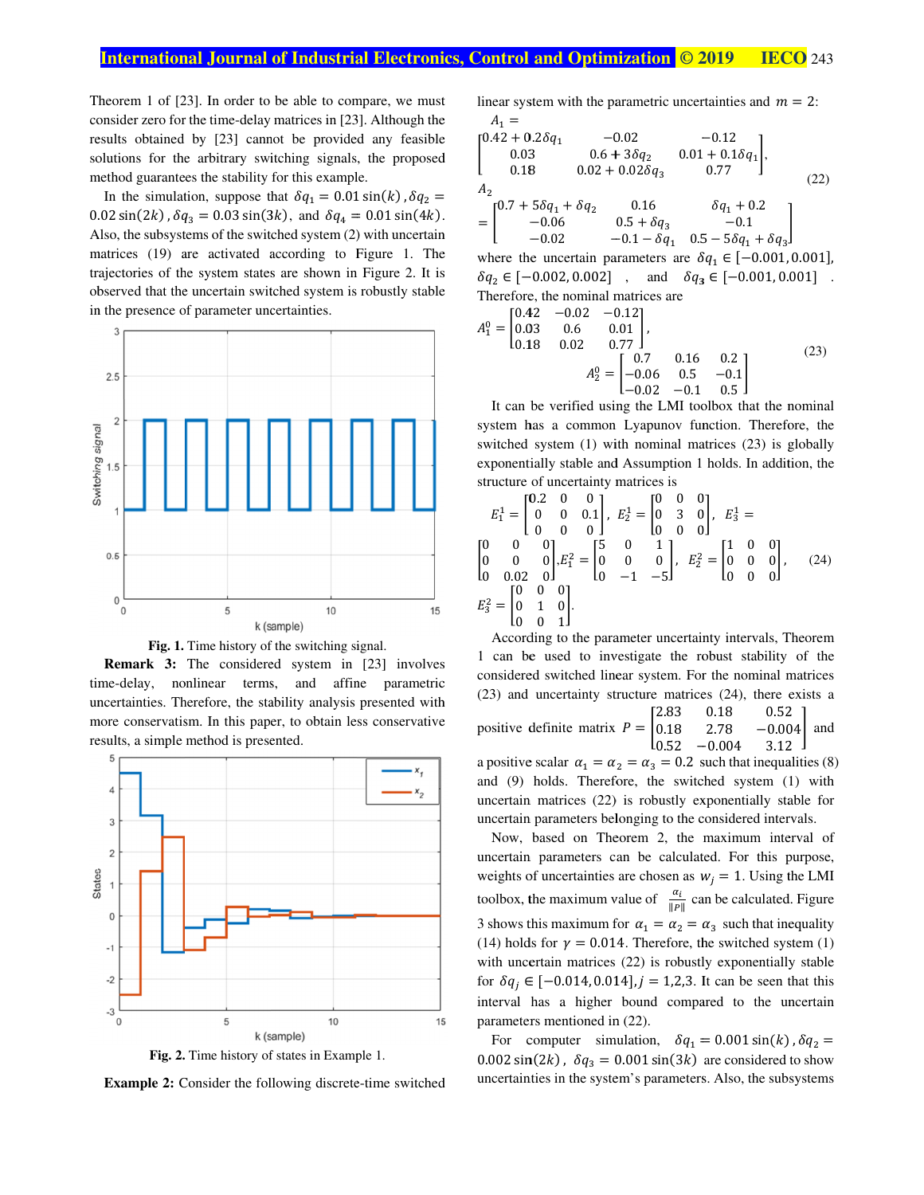Theorem 1 of [23]. In order to be able to compare, we must consider zero for the time-delay matrices in [23]. Although the results obtained by [23] cannot be provided any feasible solutions for the arbitrary switching signals, the proposed method guarantees the stability for this example.

In the simulation, suppose that $\delta q_1 = 0.01\sin(k)$, $\delta q_2 = 0.02\sin(2k)$, $\delta q_3 = 0.03\sin(3k)$, and $\delta q_4 = 0.01\sin(4k)$. Also, the subsystems of the switched system (2) with uncertain matrices (19) are activated according to Figure 1. The trajectories of the system states are shown in Figure 2. It is observed that the uncertain switched system is robustly stable in the presence of parameter uncertainties.

**Fig. 1.** Time history of the switching signal.

**Remark 3:** The considered system in [23] involves time-delay, nonlinear terms, and affine parametric uncertainties. Therefore, the stability analysis presented with more conservatism. In this paper, to obtain less conservative results, a simple method is presented.

**Fig. 2.** Time history of states in Example 1.

**Example 2:** Consider the following discrete-time switched linear system with the parametric uncertainties and $m = 2$:

$$A_1 = \begin{bmatrix} 0.42 + 0.2\delta q_1 & -0.02 & -0.12 \\ 0.03 & 0.6 + 3\delta q_2 & 0.01 + 0.1\delta q_1 \\ 0.18 & 0.02 + 0.02\delta q_3 & 0.77 \end{bmatrix},$$
$$A_2 = \begin{bmatrix} 0.7 + 5\delta q_1 + \delta q_2 & 0.16 & \delta q_1 + 0.2 \\ -0.06 & 0.5 + \delta q_3 & -0.1 \\ -0.02 & -0.1 - \delta q_1 & 0.5 - 5\delta q_1 + \delta q_3 \end{bmatrix} \tag{22}$$

where the uncertain parameters are $\delta q_1 \in [-0.001, 0.001]$, $\delta q_2 \in [-0.002, 0.002]$, and $\delta q_3 \in [-0.001, 0.001]$. Therefore, the nominal matrices are

$$A_1^0 = \begin{bmatrix} 0.42 & -0.02 & -0.12 \\ 0.03 & 0.6 & 0.01 \\ 0.18 & 0.02 & 0.77 \end{bmatrix}, \quad A_2^0 = \begin{bmatrix} 0.7 & 0.16 & 0.2 \\ -0.06 & 0.5 & -0.1 \\ -0.02 & -0.1 & 0.5 \end{bmatrix} \tag{23}$$

It can be verified using the LMI toolbox that the nominal system has a common Lyapunov function. Therefore, the switched system (1) with nominal matrices (23) is globally exponentially stable and Assumption 1 holds. In addition, the structure of uncertainty matrices is

$$E_1^1 = \begin{bmatrix} 0.2 & 0 & 0 \\ 0 & 0 & 0.1 \\ 0 & 0 & 0 \end{bmatrix}, \; E_2^1 = \begin{bmatrix} 0 & 0 & 0 \\ 0 & 3 & 0 \\ 0 & 0 & 0 \end{bmatrix}, \; E_3^1 = \begin{bmatrix} 0 & 0 & 0 \\ 0 & 0 & 0 \\ 0 & 0.02 & 0 \end{bmatrix}, E_1^2 = \begin{bmatrix} 5 & 0 & 1 \\ 0 & 0 & 0 \\ 0 & -1 & -5 \end{bmatrix}, \; E_2^2 = \begin{bmatrix} 1 & 0 & 0 \\ 0 & 0 & 0 \\ 0 & 0 & 0 \end{bmatrix}, \; E_3^2 = \begin{bmatrix} 0 & 0 & 0 \\ 0 & 1 & 0 \\ 0 & 0 & 1 \end{bmatrix}. \tag{24}$$

According to the parameter uncertainty intervals, Theorem 1 can be used to investigate the robust stability of the considered switched linear system. For the nominal matrices (23) and uncertainty structure matrices (24), there exists a positive definite matrix $P = \begin{bmatrix} 2.83 & 0.18 & 0.52 \\ 0.18 & 2.78 & -0.004 \\ 0.52 & -0.004 & 3.12 \end{bmatrix}$ and a positive scalar $\alpha_1 = \alpha_2 = \alpha_3 = 0.2$ such that inequalities (8) and (9) holds. Therefore, the switched system (1) with uncertain matrices (22) is robustly exponentially stable for uncertain parameters belonging to the considered intervals.

Now, based on Theorem 2, the maximum interval of uncertain parameters can be calculated. For this purpose, weights of uncertainties are chosen as $w_j = 1$. Using the LMI toolbox, the maximum value of $\frac{\alpha_i}{\|P\|}$ can be calculated. Figure 3 shows this maximum for $\alpha_1 = \alpha_2 = \alpha_3$ such that inequality (14) holds for $\gamma = 0.014$. Therefore, the switched system (1) with uncertain matrices (22) is robustly exponentially stable for $\delta q_j \in [-0.014, 0.014], j = 1,2,3$. It can be seen that this interval has a higher bound compared to the uncertain parameters mentioned in (22).

For computer simulation, $\delta q_1 = 0.001\sin(k)$, $\delta q_2 = 0.002\sin(2k)$, $\delta q_3 = 0.001\sin(3k)$ are considered to show uncertainties in the system's parameters. Also, the subsystems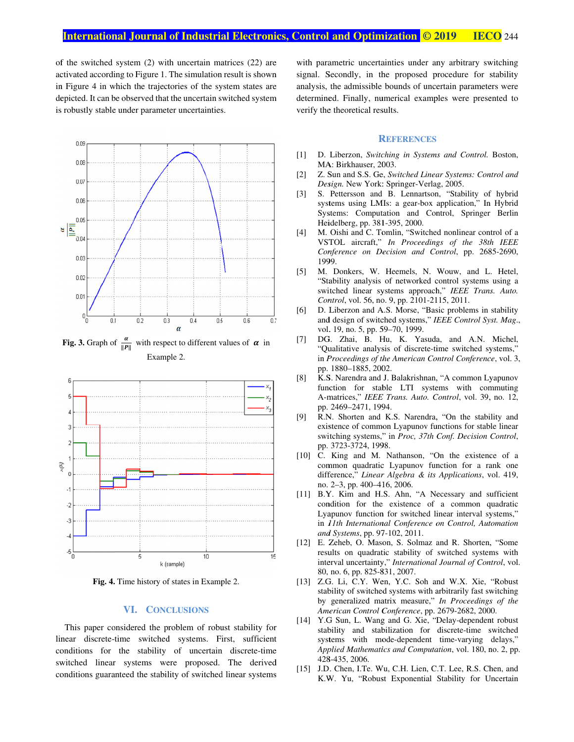of the switched system (2) with uncertain matrices (22) are activated according to Figure 1. The simulation result is shown in Figure 4 in which the trajectories of the system states are depicted. It can be observed that the uncertain switched system is robustly stable under parameter uncertainties.

**Fig. 3.** Graph of $\frac{\alpha}{\|P\|}$ with respect to different values of $\alpha$ in Example 2.

**Fig. 4.** Time history of states in Example 2.

## VI. Conclusions

This paper considered the problem of robust stability for linear discrete-time switched systems. First, sufficient conditions for the stability of uncertain discrete-time switched linear systems were proposed. The derived conditions guaranteed the stability of switched linear systems with parametric uncertainties under any arbitrary switching signal. Secondly, in the proposed procedure for stability analysis, the admissible bounds of uncertain parameters were determined. Finally, numerical examples were presented to verify the theoretical results.

## References

[1] D. Liberzon, *Switching in Systems and Control.* Boston, MA: Birkhauser, 2003.

[2] Z. Sun and S.S. Ge, *Switched Linear Systems: Control and Design.* New York: Springer-Verlag, 2005.

[3] S. Pettersson and B. Lennartson, "Stability of hybrid systems using LMIs: a gear-box application," In Hybrid Systems: Computation and Control, Springer Berlin Heidelberg, pp. 381-395, 2000.

[4] M. Oishi and C. Tomlin, "Switched nonlinear control of a VSTOL aircraft," *In Proceedings of the 38th IEEE Conference on Decision and Control*, pp. 2685-2690, 1999.

[5] M. Donkers, W. Heemels, N. Wouw, and L. Hetel, "Stability analysis of networked control systems using a switched linear systems approach," *IEEE Trans. Auto. Control*, vol. 56, no. 9, pp. 2101-2115, 2011.

[6] D. Liberzon and A.S. Morse, "Basic problems in stability and design of switched systems," *IEEE Control Syst. Mag.*, vol. 19, no. 5, pp. 59–70, 1999.

[7] DG. Zhai, B. Hu, K. Yasuda, and A.N. Michel, "Qualitative analysis of discrete-time switched systems," in *Proceedings of the American Control Conference*, vol. 3, pp. 1880–1885, 2002.

[8] K.S. Narendra and J. Balakrishnan, "A common Lyapunov function for stable LTI systems with commuting A-matrices," *IEEE Trans. Auto. Control*, vol. 39, no. 12, pp. 2469–2471, 1994.

[9] R.N. Shorten and K.S. Narendra, "On the stability and existence of common Lyapunov functions for stable linear switching systems," in *Proc, 37th Conf. Decision Control*, pp. 3723-3724, 1998.

[10] C. King and M. Nathanson, "On the existence of a common quadratic Lyapunov function for a rank one difference," *Linear Algebra & its Applications*, vol. 419, no. 2–3, pp. 400–416, 2006.

[11] B.Y. Kim and H.S. Ahn, "A Necessary and sufficient condition for the existence of a common quadratic Lyapunov function for switched linear interval systems," in *11th International Conference on Control, Automation and Systems*, pp. 97-102, 2011.

[12] E. Zeheb, O. Mason, S. Solmaz and R. Shorten, "Some results on quadratic stability of switched systems with interval uncertainty," *International Journal of Control*, vol. 80, no. 6, pp. 825-831, 2007.

[13] Z.G. Li, C.Y. Wen, Y.C. Soh and W.X. Xie, "Robust stability of switched systems with arbitrarily fast switching by generalized matrix measure," *In Proceedings of the American Control Conference*, pp. 2679-2682, 2000.

[14] Y.G Sun, L. Wang and G. Xie, "Delay-dependent robust stability and stabilization for discrete-time switched systems with mode-dependent time-varying delays," *Applied Mathematics and Computation*, vol. 180, no. 2, pp. 428-435, 2006.

[15] J.D. Chen, I.Te. Wu, C.H. Lien, C.T. Lee, R.S. Chen, and K.W. Yu, "Robust Exponential Stability for Uncertain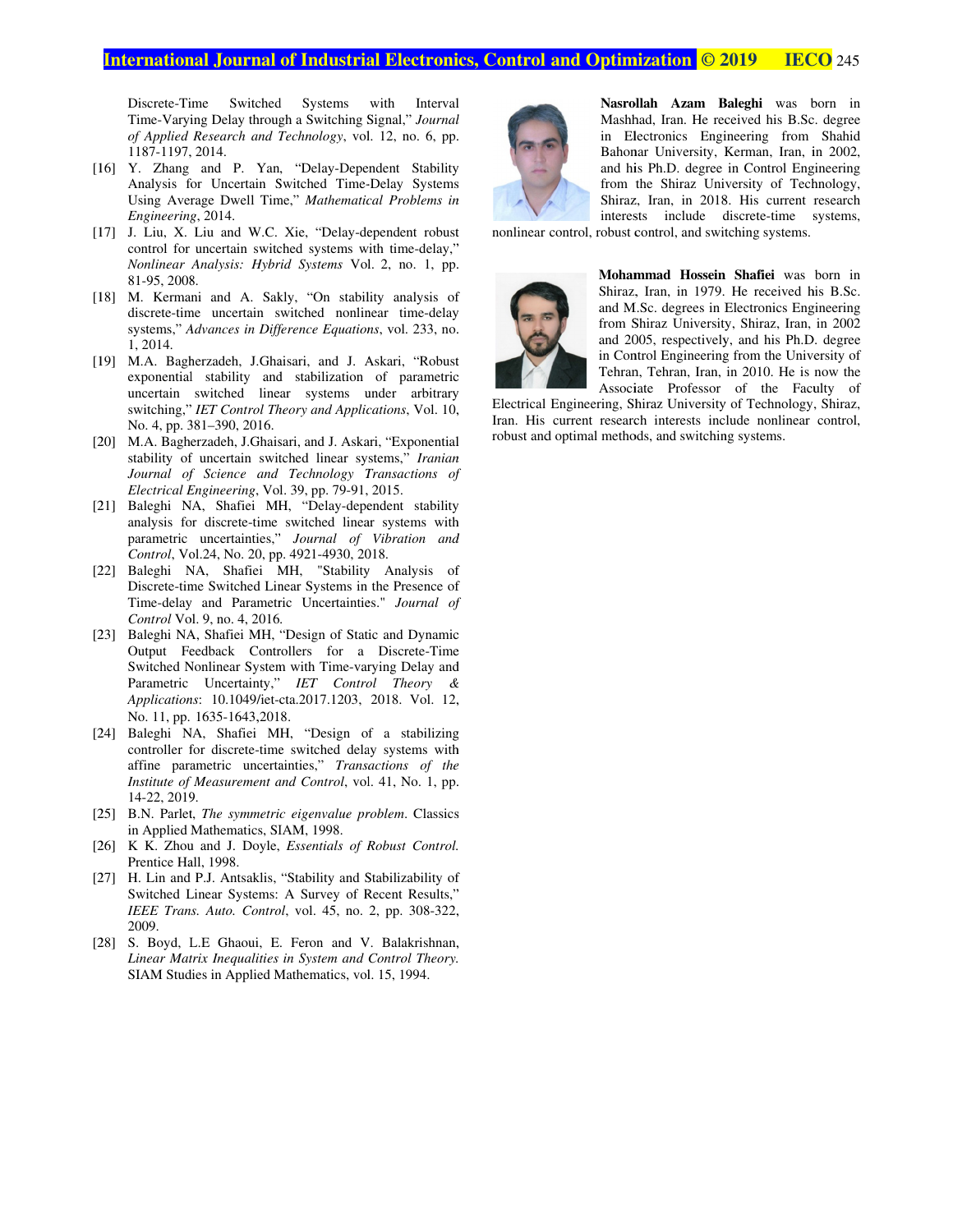Discrete-Time Switched Systems with Interval Time-Varying Delay through a Switching Signal," *Journal of Applied Research and Technology*, vol. 12, no. 6, pp. 1187-1197, 2014.

[16] Y. Zhang and P. Yan, "Delay-Dependent Stability Analysis for Uncertain Switched Time-Delay Systems Using Average Dwell Time," *Mathematical Problems in Engineering*, 2014.

[17] J. Liu, X. Liu and W.C. Xie, "Delay-dependent robust control for uncertain switched systems with time-delay," *Nonlinear Analysis: Hybrid Systems* Vol. 2, no. 1, pp. 81-95, 2008.

[18] M. Kermani and A. Sakly, "On stability analysis of discrete-time uncertain switched nonlinear time-delay systems," *Advances in Difference Equations*, vol. 233, no. 1, 2014.

[19] M.A. Bagherzadeh, J.Ghaisari, and J. Askari, "Robust exponential stability and stabilization of parametric uncertain switched linear systems under arbitrary switching," *IET Control Theory and Applications*, Vol. 10, No. 4, pp. 381–390, 2016.

[20] M.A. Bagherzadeh, J.Ghaisari, and J. Askari, "Exponential stability of uncertain switched linear systems," *Iranian Journal of Science and Technology Transactions of Electrical Engineering*, Vol. 39, pp. 79-91, 2015.

[21] Baleghi NA, Shafiei MH, "Delay-dependent stability analysis for discrete-time switched linear systems with parametric uncertainties," *Journal of Vibration and Control*, Vol.24, No. 20, pp. 4921-4930, 2018.

[22] Baleghi NA, Shafiei MH, "Stability Analysis of Discrete-time Switched Linear Systems in the Presence of Time-delay and Parametric Uncertainties." *Journal of Control* Vol. 9, no. 4, 2016.

[23] Baleghi NA, Shafiei MH, "Design of Static and Dynamic Output Feedback Controllers for a Discrete-Time Switched Nonlinear System with Time-varying Delay and Parametric Uncertainty," *IET Control Theory & Applications*: 10.1049/iet-cta.2017.1203, 2018. Vol. 12, No. 11, pp. 1635-1643,2018.

[24] Baleghi NA, Shafiei MH, "Design of a stabilizing controller for discrete-time switched delay systems with affine parametric uncertainties," *Transactions of the Institute of Measurement and Control*, vol. 41, No. 1, pp. 14-22, 2019.

[25] B.N. Parlet, *The symmetric eigenvalue problem*. Classics in Applied Mathematics, SIAM, 1998.

[26] K K. Zhou and J. Doyle, *Essentials of Robust Control.* Prentice Hall, 1998.

[27] H. Lin and P.J. Antsaklis, "Stability and Stabilizability of Switched Linear Systems: A Survey of Recent Results," *IEEE Trans. Auto. Control*, vol. 45, no. 2, pp. 308-322, 2009.

[28] S. Boyd, L.E Ghaoui, E. Feron and V. Balakrishnan, *Linear Matrix Inequalities in System and Control Theory.* SIAM Studies in Applied Mathematics, vol. 15, 1994.

**Nasrollah Azam Baleghi** was born in Mashhad, Iran. He received his B.Sc. degree in Electronics Engineering from Shahid Bahonar University, Kerman, Iran, in 2002, and his Ph.D. degree in Control Engineering from the Shiraz University of Technology, Shiraz, Iran, in 2018. His current research interests include discrete-time systems, nonlinear control, robust control, and switching systems.

**Mohammad Hossein Shafiei** was born in Shiraz, Iran, in 1979. He received his B.Sc. and M.Sc. degrees in Electronics Engineering from Shiraz University, Shiraz, Iran, in 2002 and 2005, respectively, and his Ph.D. degree in Control Engineering from the University of Tehran, Tehran, Iran, in 2010. He is now the Associate Professor of the Faculty of Electrical Engineering, Shiraz University of Technology, Shiraz, Iran. His current research interests include nonlinear control, robust and optimal methods, and switching systems.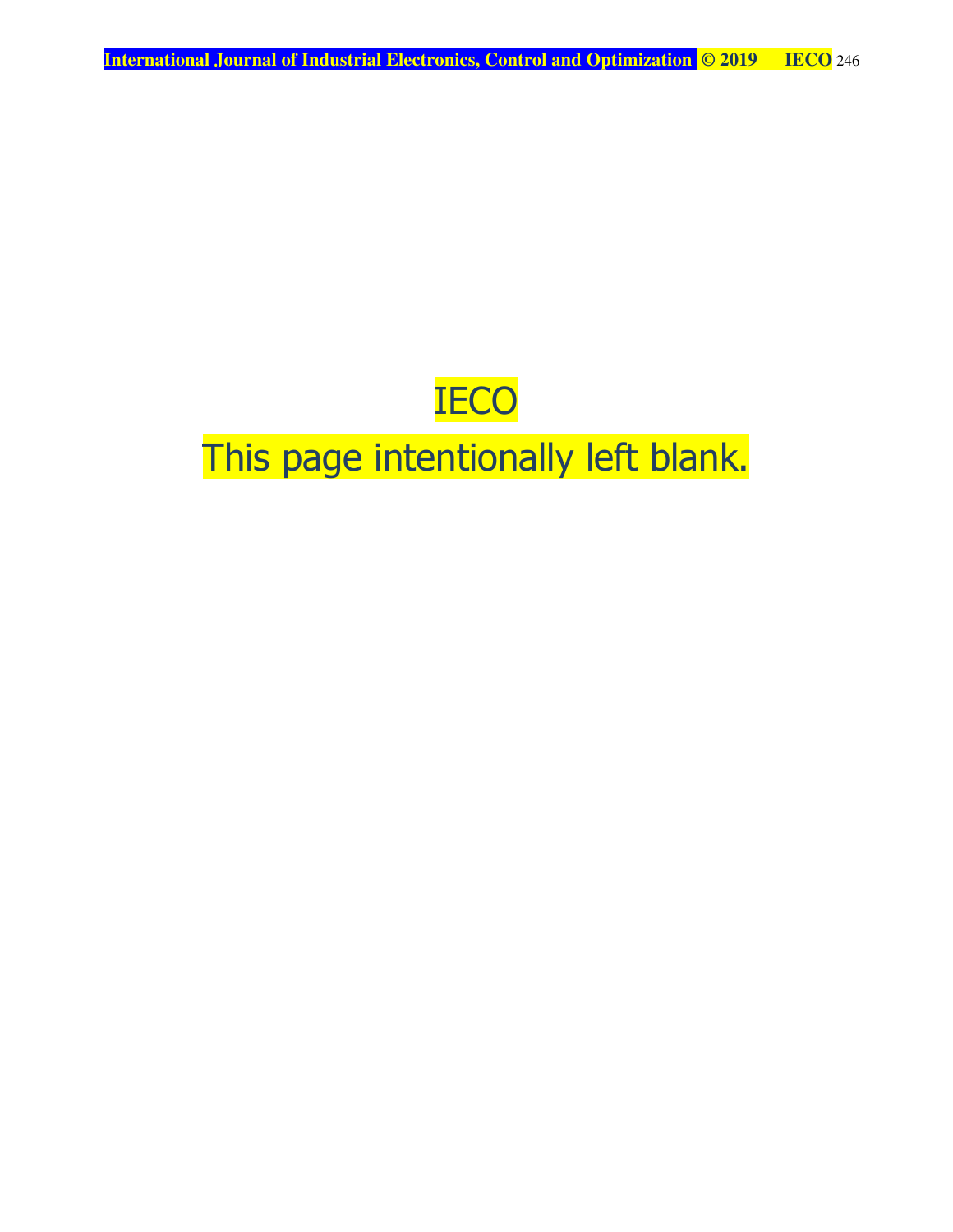IECO

This page intentionally left blank.